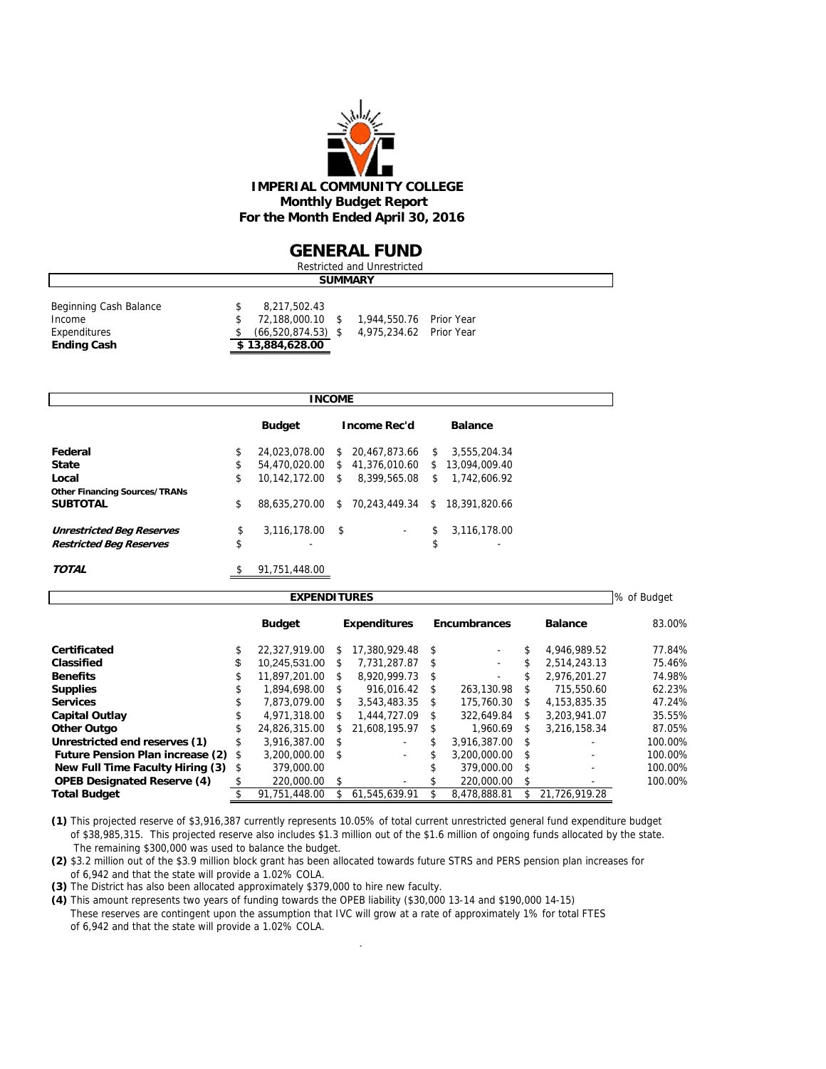# IMPERIAL COMMUNITY COLLEGE

**Monthly Budget Report**

**For the Month Ended April 30, 2016**

## GENERAL FUND

Restricted and Unrestricted

### SUMMARY

| | | | |
|---|---|---|---|
| Beginning Cash Balance | $ 8,217,502.43 | | |
| Income | $ 72,188,000.10 | $ 1,944,550.76 | Prior Year |
| Expenditures | $ (66,520,874.53) | $ 4,975,234.62 | Prior Year |
| **Ending Cash** | **$ 13,884,628.00** | | |

### INCOME

| | Budget | Income Rec'd | Balance |
|---|---|---|---|
| **Federal** | $ 24,023,078.00 | $ 20,467,873.66 | $ 3,555,204.34 |
| **State** | $ 54,470,020.00 | $ 41,376,010.60 | $ 13,094,009.40 |
| **Local** | $ 10,142,172.00 | $ 8,399,565.08 | $ 1,742,606.92 |
| **Other Financing Sources/TRANs** | | | |
| **SUBTOTAL** | $ 88,635,270.00 | $ 70,243,449.34 | $ 18,391,820.66 |
| ***Unrestricted Beg Reserves*** | $ 3,116,178.00 | $ - | $ 3,116,178.00 |
| ***Restricted Beg Reserves*** | $ - | | $ - |
| ***TOTAL*** | $ 91,751,448.00 | | |

### EXPENDITURES

| | Budget | Expenditures | Encumbrances | Balance | % of Budget 83.00% |
|---|---|---|---|---|---|
| **Certificated** | $ 22,327,919.00 | $ 17,380,929.48 | $ - | $ 4,946,989.52 | 77.84% |
| **Classified** | $ 10,245,531.00 | $ 7,731,287.87 | $ - | $ 2,514,243.13 | 75.46% |
| **Benefits** | $ 11,897,201.00 | $ 8,920,999.73 | $ - | $ 2,976,201.27 | 74.98% |
| **Supplies** | $ 1,894,698.00 | $ 916,016.42 | $ 263,130.98 | $ 715,550.60 | 62.23% |
| **Services** | $ 7,873,079.00 | $ 3,543,483.35 | $ 175,760.30 | $ 4,153,835.35 | 47.24% |
| **Capital Outlay** | $ 4,971,318.00 | $ 1,444,727.09 | $ 322,649.84 | $ 3,203,941.07 | 35.55% |
| **Other Outgo** | $ 24,826,315.00 | $ 21,608,195.97 | $ 1,960.69 | $ 3,216,158.34 | 87.05% |
| **Unrestricted end reserves (1)** | $ 3,916,387.00 | $ - | $ 3,916,387.00 | $ - | 100.00% |
| **Future Pension Plan increase (2)** | $ 3,200,000.00 | $ - | $ 3,200,000.00 | $ - | 100.00% |
| **New Full Time Faculty Hiring (3)** | $ 379,000.00 | | $ 379,000.00 | $ - | 100.00% |
| **OPEB Designated Reserve (4)** | $ 220,000.00 | $ - | $ 220,000.00 | $ - | 100.00% |
| **Total Budget** | $ 91,751,448.00 | $ 61,545,639.91 | $ 8,478,888.81 | $ 21,726,919.28 | |

**(1)** This projected reserve of $3,916,387 currently represents 10.05% of total current unrestricted general fund expenditure budget of $38,985,315. This projected reserve also includes $1.3 million out of the $1.6 million of ongoing funds allocated by the state. The remaining $300,000 was used to balance the budget.

**(2)** $3.2 million out of the $3.9 million block grant has been allocated towards future STRS and PERS pension plan increases for of 6,942 and that the state will provide a 1.02% COLA.

**(3)** The District has also been allocated approximately $379,000 to hire new faculty.

**(4)** This amount represents two years of funding towards the OPEB liability ($30,000 13-14 and $190,000 14-15) These reserves are contingent upon the assumption that IVC will grow at a rate of approximately 1% for total FTES of 6,942 and that the state will provide a 1.02% COLA.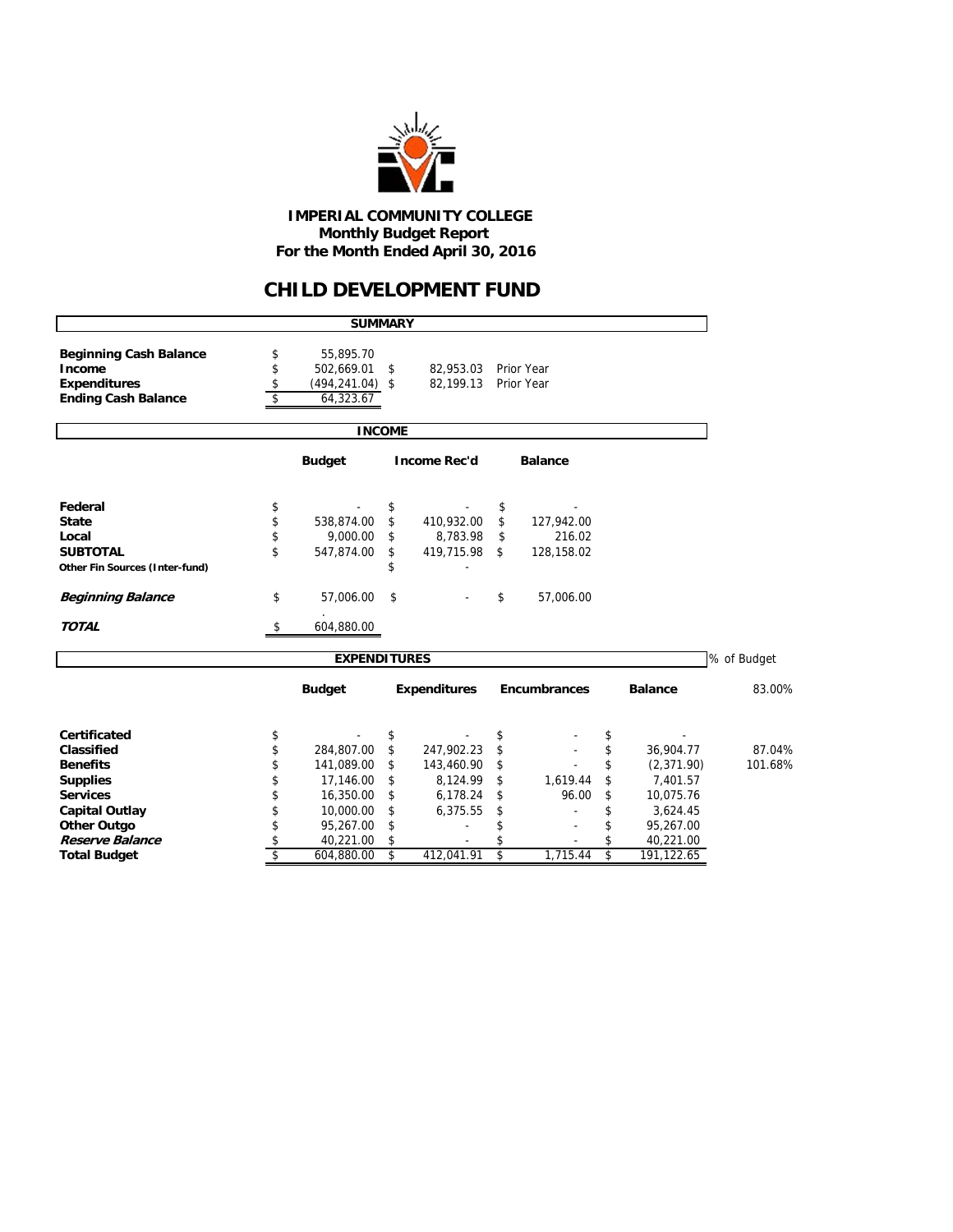**IMPERIAL COMMUNITY COLLEGE**
**Monthly Budget Report**
**For the Month Ended April 30, 2016**

# CHILD DEVELOPMENT FUND

## SUMMARY

| | | | |
|---|---|---|---|
| **Beginning Cash Balance** | $ 55,895.70 | | |
| **Income** | $ 502,669.01 | $ 82,953.03 | Prior Year |
| **Expenditures** | $ (494,241.04) | $ 82,199.13 | Prior Year |
| **Ending Cash Balance** | $ 64,323.67 | | |

## INCOME

| | Budget | Income Rec'd | Balance |
|---|---|---|---|
| **Federal** | $ - | $ - | $ - |
| **State** | $ 538,874.00 | $ 410,932.00 | $ 127,942.00 |
| **Local** | $ 9,000.00 | $ 8,783.98 | $ 216.02 |
| **SUBTOTAL** | $ 547,874.00 | $ 419,715.98 | $ 128,158.02 |
| **Other Fin Sources (Inter-fund)** | | $ - | |
| ***Beginning Balance*** | $ 57,006.00 | $ - | $ 57,006.00 |
| ***TOTAL*** | $ 604,880.00 | | |

## EXPENDITURES

| | Budget | Expenditures | Encumbrances | Balance | % of Budget 83.00% |
|---|---|---|---|---|---|
| **Certificated** | $ - | $ - | $ - | $ - | |
| **Classified** | $ 284,807.00 | $ 247,902.23 | $ - | $ 36,904.77 | 87.04% |
| **Benefits** | $ 141,089.00 | $ 143,460.90 | $ - | $ (2,371.90) | 101.68% |
| **Supplies** | $ 17,146.00 | $ 8,124.99 | $ 1,619.44 | $ 7,401.57 | |
| **Services** | $ 16,350.00 | $ 6,178.24 | $ 96.00 | $ 10,075.76 | |
| **Capital Outlay** | $ 10,000.00 | $ 6,375.55 | $ - | $ 3,624.45 | |
| **Other Outgo** | $ 95,267.00 | $ - | $ - | $ 95,267.00 | |
| ***Reserve Balance*** | $ 40,221.00 | $ - | $ - | $ 40,221.00 | |
| **Total Budget** | $ 604,880.00 | $ 412,041.91 | $ 1,715.44 | $ 191,122.65 | |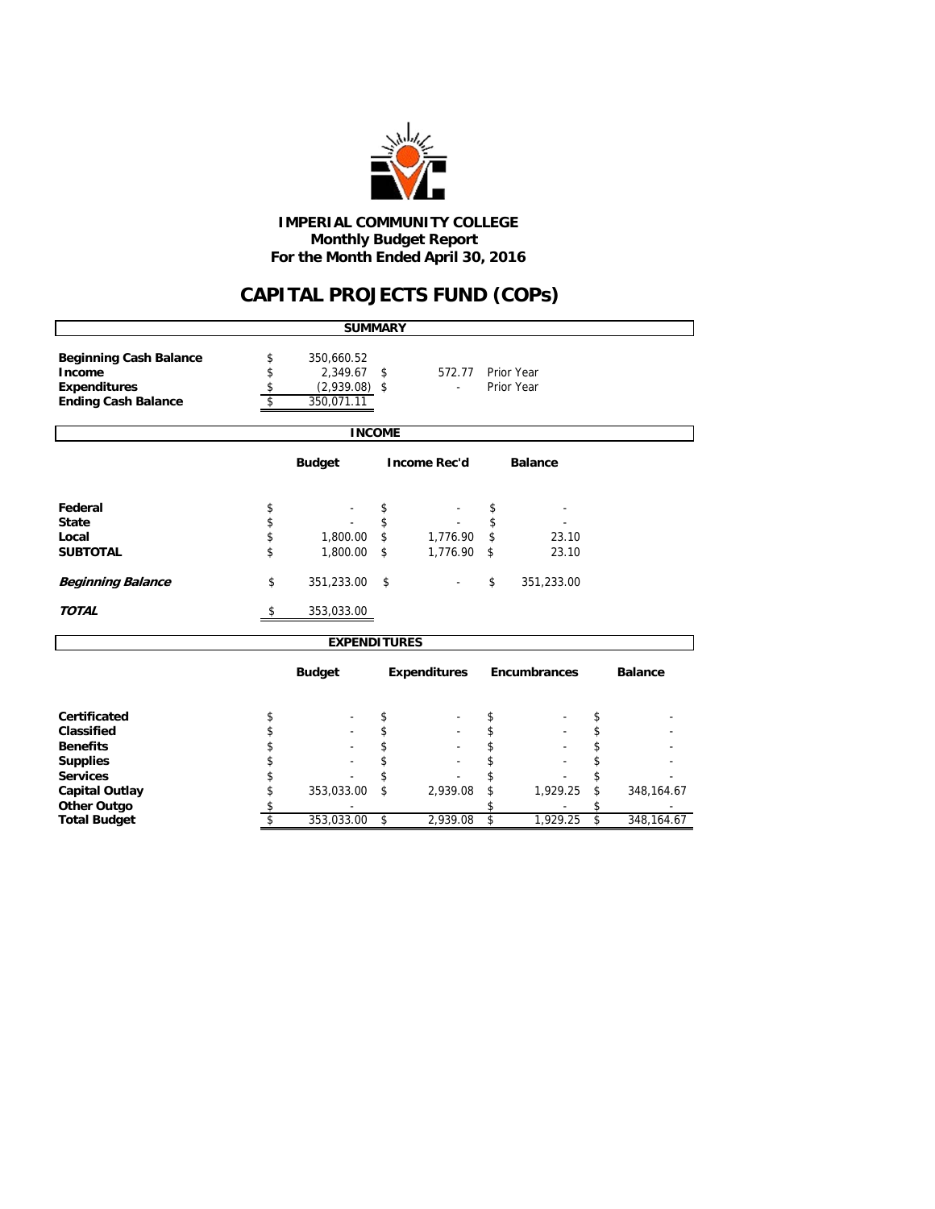**IMPERIAL COMMUNITY COLLEGE**
**Monthly Budget Report**
**For the Month Ended April 30, 2016**

# CAPITAL PROJECTS FUND (COPs)

## SUMMARY

| | | | |
|---|---|---|---|
| **Beginning Cash Balance** | $ 350,660.52 | | |
| **Income** | $ 2,349.67 | $ 572.77 | Prior Year |
| **Expenditures** | $ (2,939.08) | $ - | Prior Year |
| **Ending Cash Balance** | $ 350,071.11 | | |

## INCOME

| | Budget | Income Rec'd | Balance |
|---|---|---|---|
| **Federal** | $ - | $ - | $ - |
| **State** | $ - | $ - | $ - |
| **Local** | $ 1,800.00 | $ 1,776.90 | $ 23.10 |
| **SUBTOTAL** | $ 1,800.00 | $ 1,776.90 | $ 23.10 |
| ***Beginning Balance*** | $ 351,233.00 | $ - | $ 351,233.00 |
| ***TOTAL*** | $ 353,033.00 | | |

## EXPENDITURES

| | Budget | Expenditures | Encumbrances | Balance |
|---|---|---|---|---|
| **Certificated** | $ - | $ - | $ - | $ - |
| **Classified** | $ - | $ - | $ - | $ - |
| **Benefits** | $ - | $ - | $ - | $ - |
| **Supplies** | $ - | $ - | $ - | $ - |
| **Services** | $ - | $ - | $ - | $ - |
| **Capital Outlay** | $ 353,033.00 | $ 2,939.08 | $ 1,929.25 | $ 348,164.67 |
| **Other Outgo** | $ - | | $ - | $ - |
| **Total Budget** | $ 353,033.00 | $ 2,939.08 | $ 1,929.25 | $ 348,164.67 |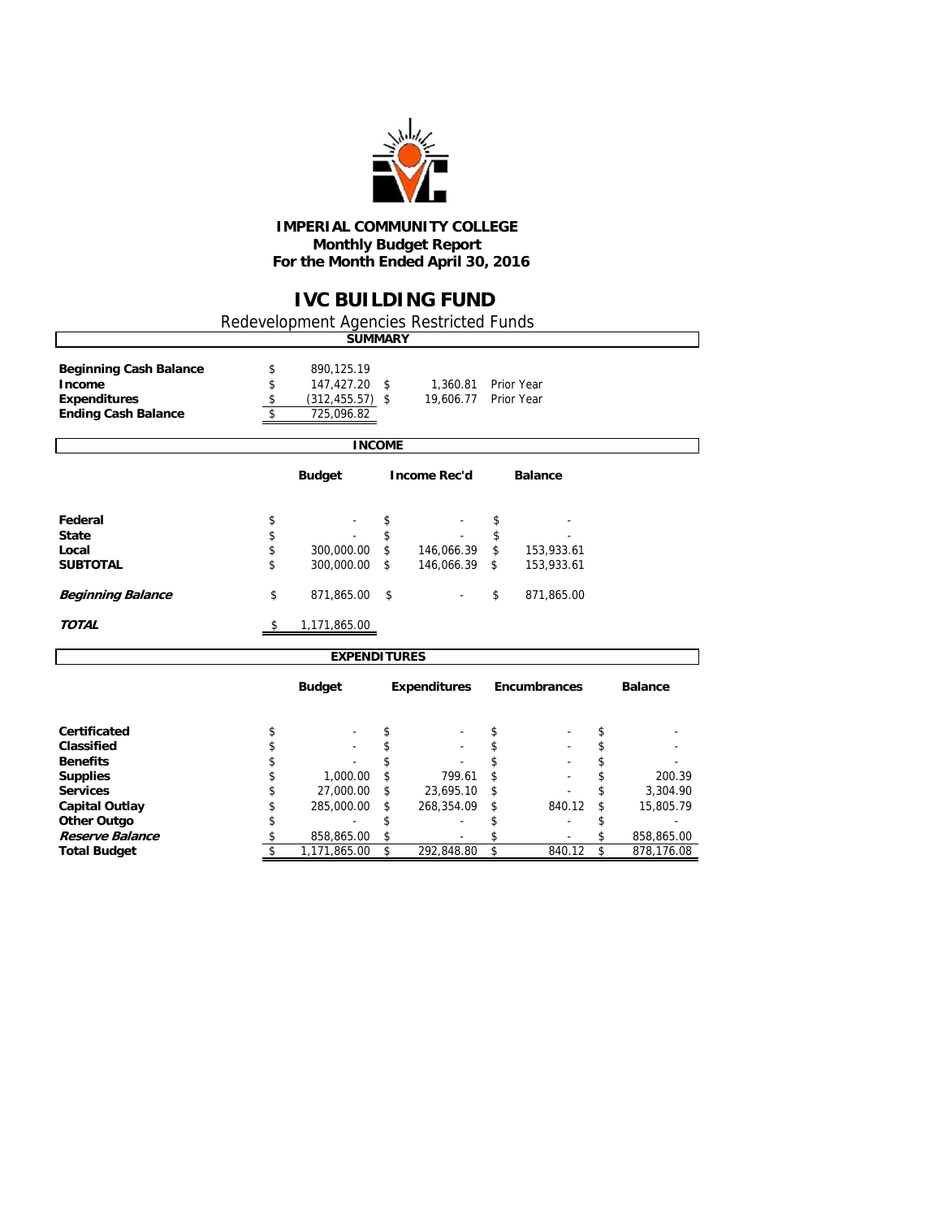**IMPERIAL COMMUNITY COLLEGE**
**Monthly Budget Report**
**For the Month Ended April 30, 2016**

# IVC BUILDING FUND

Redevelopment Agencies Restricted Funds

## SUMMARY

| | | | |
|---|---|---|---|
| **Beginning Cash Balance** | $ 890,125.19 | | |
| **Income** | $ 147,427.20 | $ 1,360.81 | Prior Year |
| **Expenditures** | $ (312,455.57) | $ 19,606.77 | Prior Year |
| **Ending Cash Balance** | $ 725,096.82 | | |

## INCOME

| | Budget | Income Rec'd | Balance |
|---|---|---|---|
| **Federal** | $ - | $ - | $ - |
| **State** | $ - | $ - | $ - |
| **Local** | $ 300,000.00 | $ 146,066.39 | $ 153,933.61 |
| **SUBTOTAL** | $ 300,000.00 | $ 146,066.39 | $ 153,933.61 |
| ***Beginning Balance*** | $ 871,865.00 | $ - | $ 871,865.00 |
| ***TOTAL*** | $ 1,171,865.00 | | |

## EXPENDITURES

| | Budget | Expenditures | Encumbrances | Balance |
|---|---|---|---|---|
| **Certificated** | $ - | $ - | $ - | $ - |
| **Classified** | $ - | $ - | $ - | $ - |
| **Benefits** | $ - | $ - | $ - | $ - |
| **Supplies** | $ 1,000.00 | $ 799.61 | $ - | $ 200.39 |
| **Services** | $ 27,000.00 | $ 23,695.10 | $ - | $ 3,304.90 |
| **Capital Outlay** | $ 285,000.00 | $ 268,354.09 | $ 840.12 | $ 15,805.79 |
| **Other Outgo** | $ - | $ - | $ - | $ - |
| ***Reserve Balance*** | $ 858,865.00 | $ - | $ - | $ 858,865.00 |
| **Total Budget** | $ 1,171,865.00 | $ 292,848.80 | $ 840.12 | $ 878,176.08 |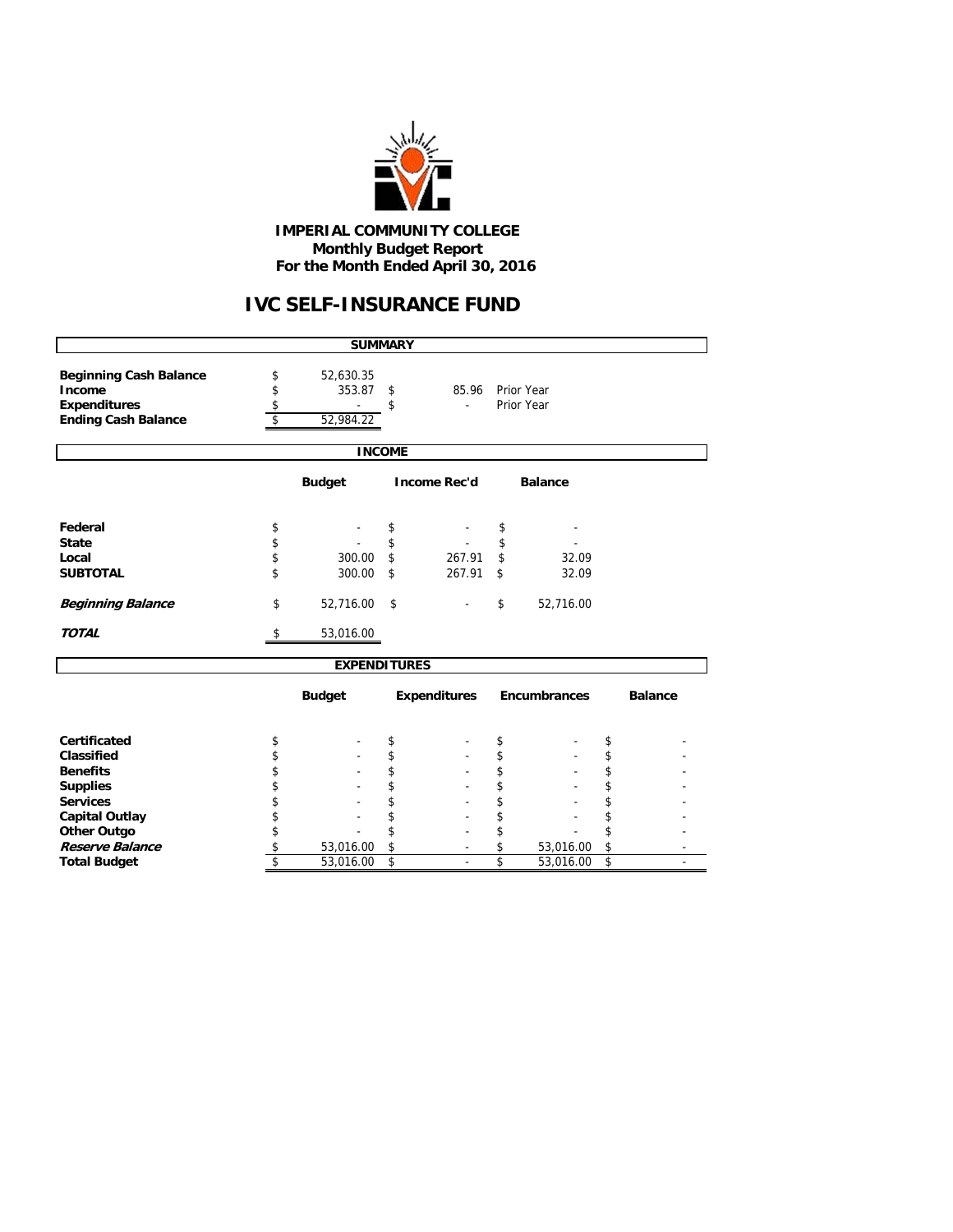**IMPERIAL COMMUNITY COLLEGE**
**Monthly Budget Report**
**For the Month Ended April 30, 2016**

# IVC SELF-INSURANCE FUND

## SUMMARY

| | | | |
|---|---|---|---|
| **Beginning Cash Balance** | $ 52,630.35 | | |
| **Income** | $ 353.87 | $ 85.96 | Prior Year |
| **Expenditures** | $ - | $ - | Prior Year |
| **Ending Cash Balance** | $ 52,984.22 | | |

## INCOME

| | Budget | Income Rec'd | Balance |
|---|---|---|---|
| **Federal** | $ - | $ - | $ - |
| **State** | $ - | $ - | $ - |
| **Local** | $ 300.00 | $ 267.91 | $ 32.09 |
| **SUBTOTAL** | $ 300.00 | $ 267.91 | $ 32.09 |
| ***Beginning Balance*** | $ 52,716.00 | $ - | $ 52,716.00 |
| ***TOTAL*** | $ 53,016.00 | | |

## EXPENDITURES

| | Budget | Expenditures | Encumbrances | Balance |
|---|---|---|---|---|
| **Certificated** | $ - | $ - | $ - | $ - |
| **Classified** | $ - | $ - | $ - | $ - |
| **Benefits** | $ - | $ - | $ - | $ - |
| **Supplies** | $ - | $ - | $ - | $ - |
| **Services** | $ - | $ - | $ - | $ - |
| **Capital Outlay** | $ - | $ - | $ - | $ - |
| **Other Outgo** | $ - | $ - | $ - | $ - |
| ***Reserve Balance*** | $ 53,016.00 | $ - | $ 53,016.00 | $ - |
| **Total Budget** | $ 53,016.00 | $ - | $ 53,016.00 | $ - |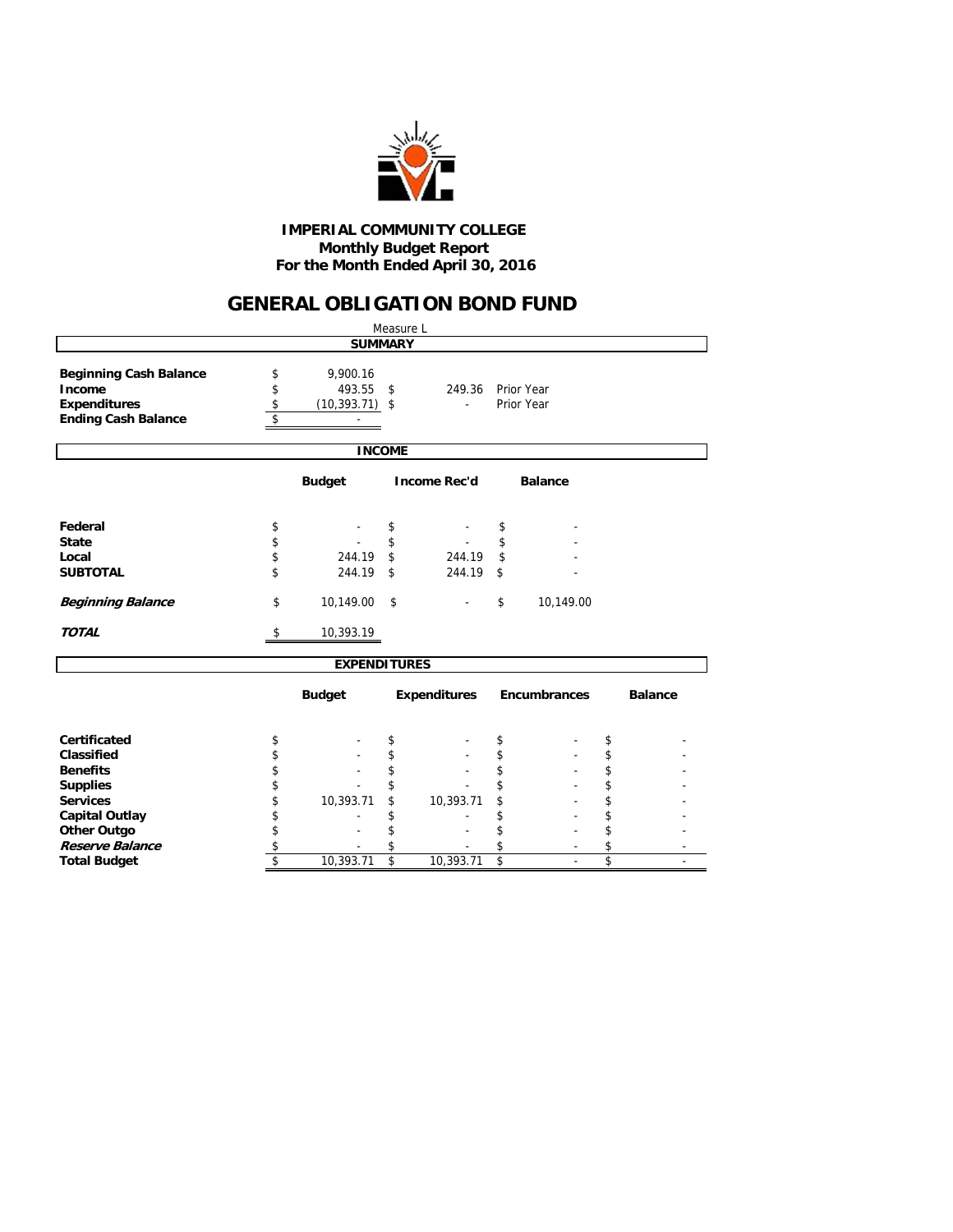**IMPERIAL COMMUNITY COLLEGE**
**Monthly Budget Report**
**For the Month Ended April 30, 2016**

# GENERAL OBLIGATION BOND FUND

Measure L

## SUMMARY

| | | | |
|---|---|---|---|
| **Beginning Cash Balance** | $ 9,900.16 | | |
| **Income** | $ 493.55 | $ 249.36 | Prior Year |
| **Expenditures** | $ (10,393.71) | $ - | Prior Year |
| **Ending Cash Balance** | $ - | | |

## INCOME

| | Budget | Income Rec'd | Balance |
|---|---|---|---|
| **Federal** | $ - | $ - | $ - |
| **State** | $ - | $ - | $ - |
| **Local** | $ 244.19 | $ 244.19 | $ - |
| **SUBTOTAL** | $ 244.19 | $ 244.19 | $ - |
| ***Beginning Balance*** | $ 10,149.00 | $ - | $ 10,149.00 |
| ***TOTAL*** | $ 10,393.19 | | |

## EXPENDITURES

| | Budget | Expenditures | Encumbrances | Balance |
|---|---|---|---|---|
| **Certificated** | $ - | $ - | $ - | $ - |
| **Classified** | $ - | $ - | $ - | $ - |
| **Benefits** | $ - | $ - | $ - | $ - |
| **Supplies** | $ - | $ - | $ - | $ - |
| **Services** | $ 10,393.71 | $ 10,393.71 | $ - | $ - |
| **Capital Outlay** | $ - | $ - | $ - | $ - |
| **Other Outgo** | $ - | $ - | $ - | $ - |
| ***Reserve Balance*** | $ - | $ - | $ - | $ - |
| **Total Budget** | $ 10,393.71 | $ 10,393.71 | $ - | $ - |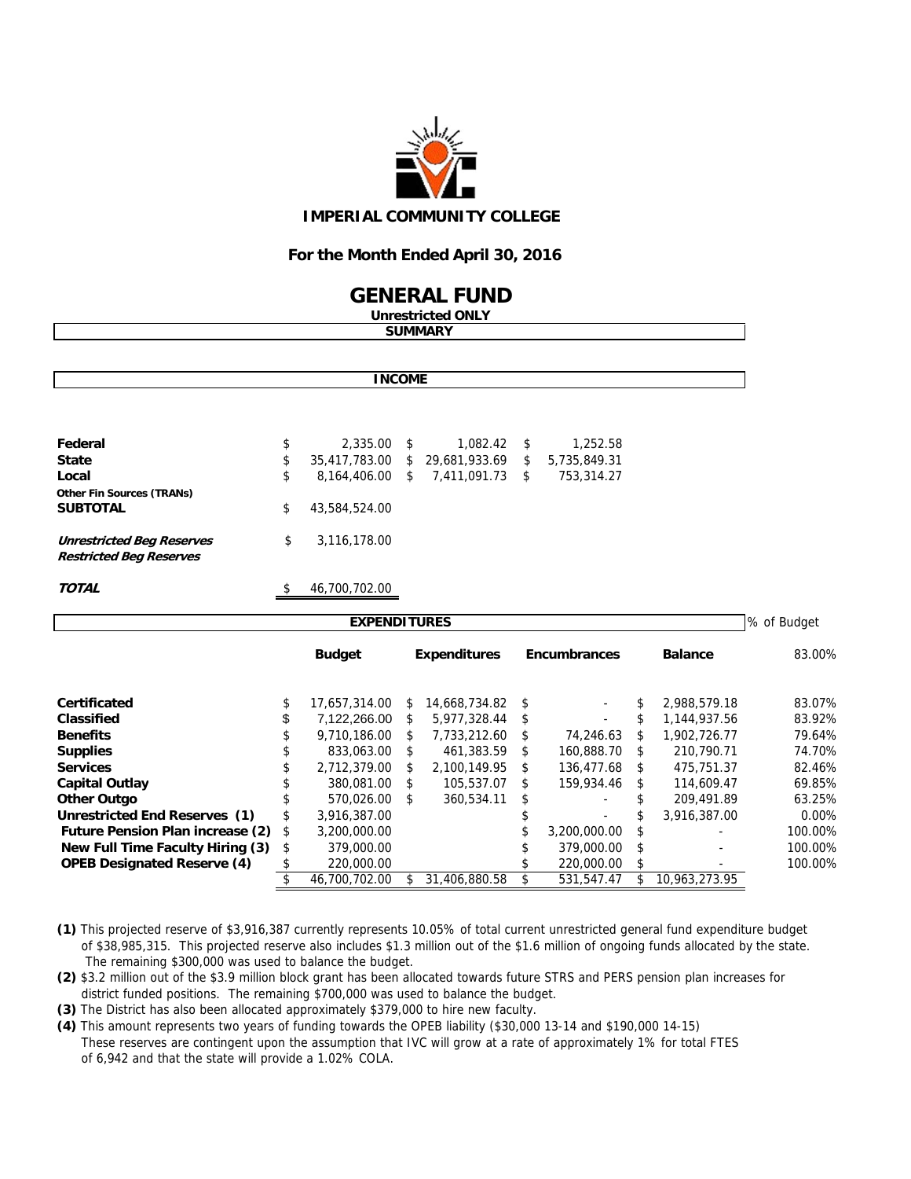# IMPERIAL COMMUNITY COLLEGE

## For the Month Ended April 30, 2016

# GENERAL FUND

**Unrestricted ONLY**

**SUMMARY**

**INCOME**

| | | | |
|---|---|---|---|
| **Federal** | $ 2,335.00 | $ 1,082.42 | $ 1,252.58 |
| **State** | $ 35,417,783.00 | $ 29,681,933.69 | $ 5,735,849.31 |
| **Local** | $ 8,164,406.00 | $ 7,411,091.73 | $ 753,314.27 |
| **Other Fin Sources (TRANs)** | | | |
| **SUBTOTAL** | $ 43,584,524.00 | | |
| ***Unrestricted Beg Reserves*** | $ 3,116,178.00 | | |
| ***Restricted Beg Reserves*** | | | |
| ***TOTAL*** | $ 46,700,702.00 | | |

**EXPENDITURES**

| | Budget | Expenditures | Encumbrances | Balance | % of Budget 83.00% |
|---|---|---|---|---|---|
| **Certificated** | $ 17,657,314.00 | $ 14,668,734.82 | $ - | $ 2,988,579.18 | 83.07% |
| **Classified** | $ 7,122,266.00 | $ 5,977,328.44 | $ - | $ 1,144,937.56 | 83.92% |
| **Benefits** | $ 9,710,186.00 | $ 7,733,212.60 | $ 74,246.63 | $ 1,902,726.77 | 79.64% |
| **Supplies** | $ 833,063.00 | $ 461,383.59 | $ 160,888.70 | $ 210,790.71 | 74.70% |
| **Services** | $ 2,712,379.00 | $ 2,100,149.95 | $ 136,477.68 | $ 475,751.37 | 82.46% |
| **Capital Outlay** | $ 380,081.00 | $ 105,537.07 | $ 159,934.46 | $ 114,609.47 | 69.85% |
| **Other Outgo** | $ 570,026.00 | $ 360,534.11 | $ - | $ 209,491.89 | 63.25% |
| **Unrestricted End Reserves (1)** | $ 3,916,387.00 | | $ - | $ 3,916,387.00 | 0.00% |
| **Future Pension Plan increase (2)** | $ 3,200,000.00 | | $ 3,200,000.00 | $ - | 100.00% |
| **New Full Time Faculty Hiring (3)** | $ 379,000.00 | | $ 379,000.00 | $ - | 100.00% |
| **OPEB Designated Reserve (4)** | $ 220,000.00 | | $ 220,000.00 | $ - | 100.00% |
| | $ 46,700,702.00 | $ 31,406,880.58 | $ 531,547.47 | $ 10,963,273.95 | |

**(1)** This projected reserve of $3,916,387 currently represents 10.05% of total current unrestricted general fund expenditure budget of $38,985,315. This projected reserve also includes $1.3 million out of the $1.6 million of ongoing funds allocated by the state. The remaining $300,000 was used to balance the budget.

**(2)** $3.2 million out of the $3.9 million block grant has been allocated towards future STRS and PERS pension plan increases for district funded positions. The remaining $700,000 was used to balance the budget.

**(3)** The District has also been allocated approximately $379,000 to hire new faculty.

**(4)** This amount represents two years of funding towards the OPEB liability ($30,000 13-14 and $190,000 14-15) These reserves are contingent upon the assumption that IVC will grow at a rate of approximately 1% for total FTES of 6,942 and that the state will provide a 1.02% COLA.